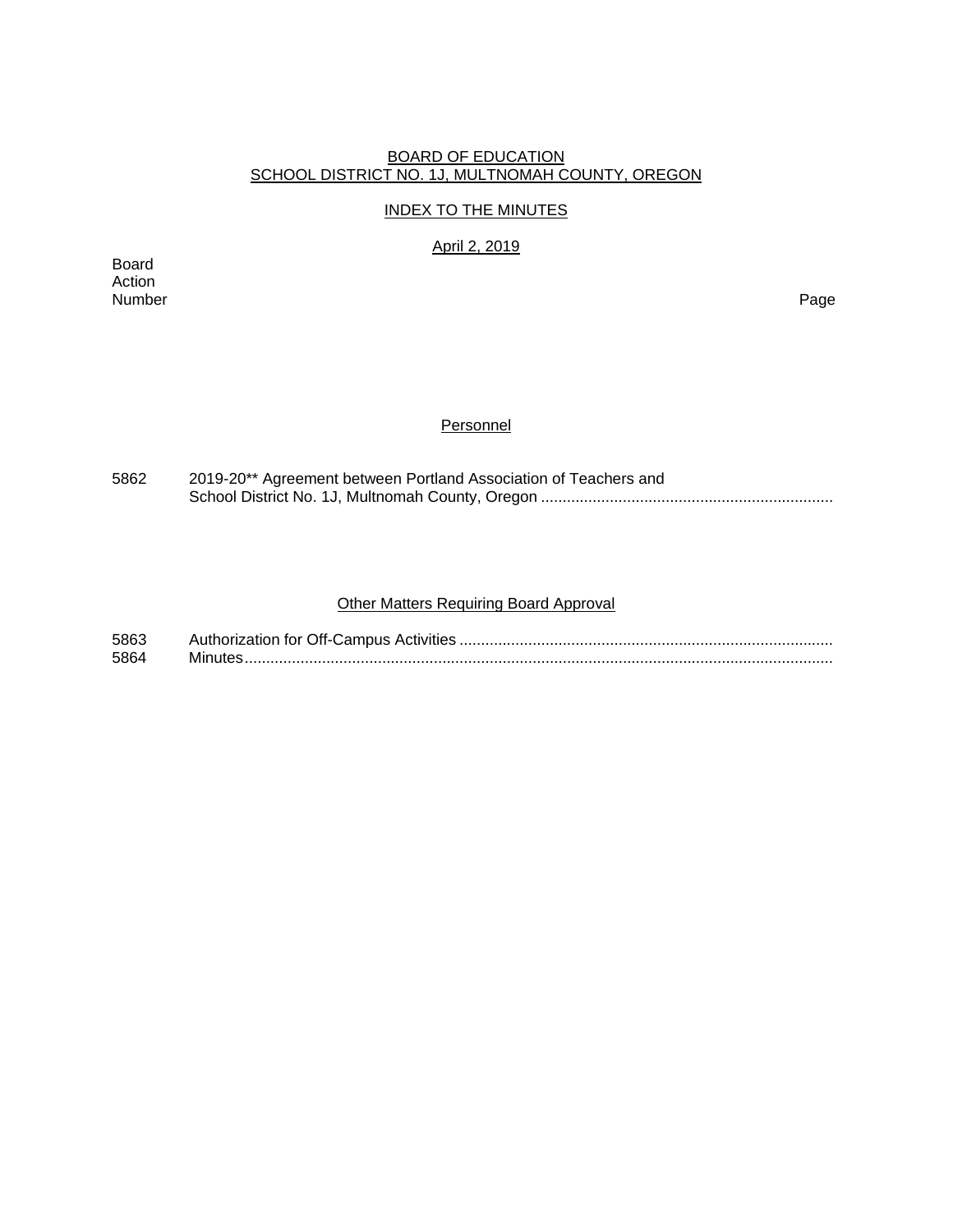BOARD OF EDUCATION
SCHOOL DISTRICT NO. 1J, MULTNOMAH COUNTY, OREGON

INDEX TO THE MINUTES

April 2, 2019

| Board Action Number | | Page |
|---|---|---|

## Personnel

| | | |
|---|---|---|
| 5862 | 2019-20** Agreement between Portland Association of Teachers and School District No. 1J, Multnomah County, Oregon | |

## Other Matters Requiring Board Approval

| | | |
|---|---|---|
| 5863 | Authorization for Off-Campus Activities | |
| 5864 | Minutes | |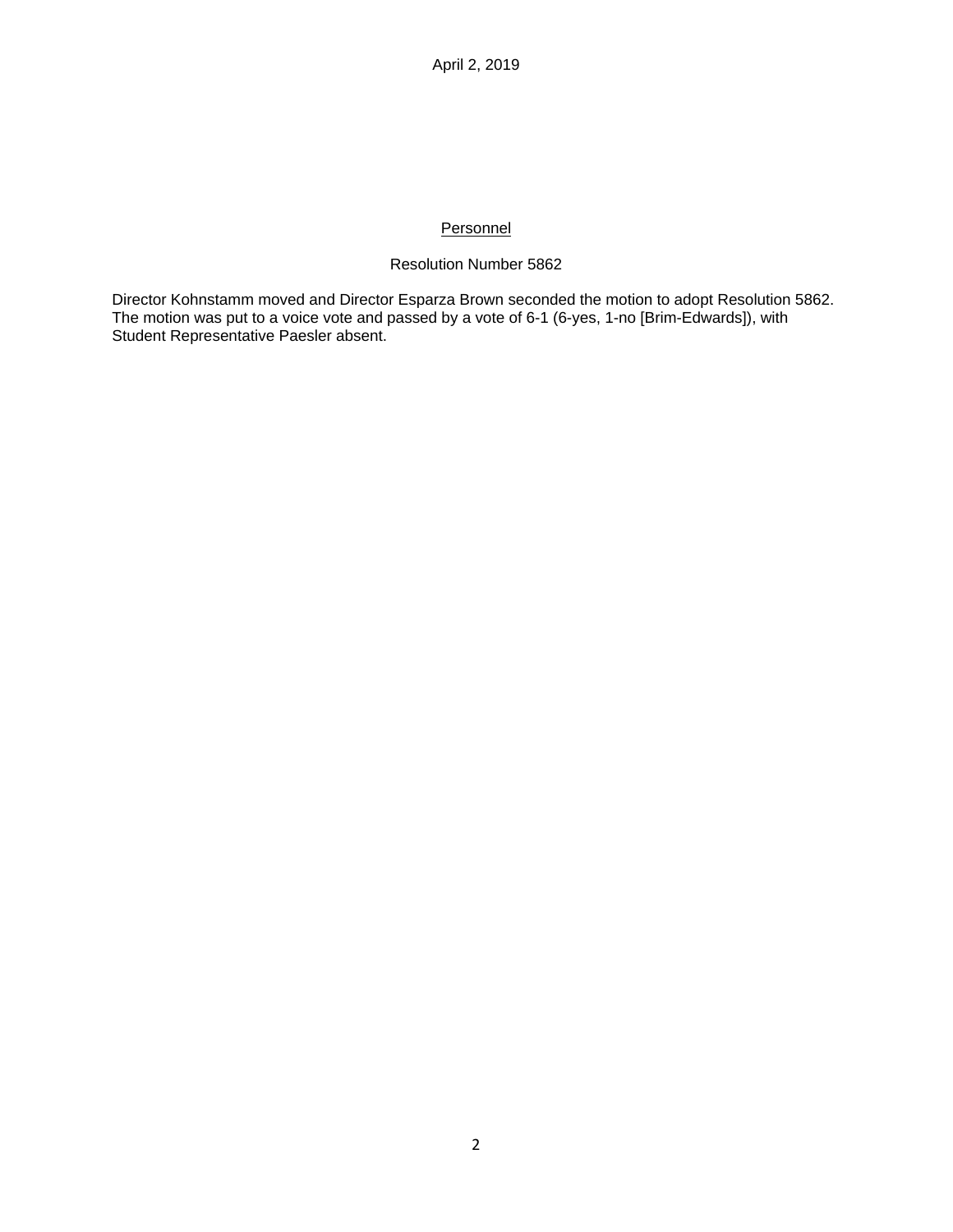## Personnel

### Resolution Number 5862

Director Kohnstamm moved and Director Esparza Brown seconded the motion to adopt Resolution 5862. The motion was put to a voice vote and passed by a vote of 6-1 (6-yes, 1-no [Brim-Edwards]), with Student Representative Paesler absent.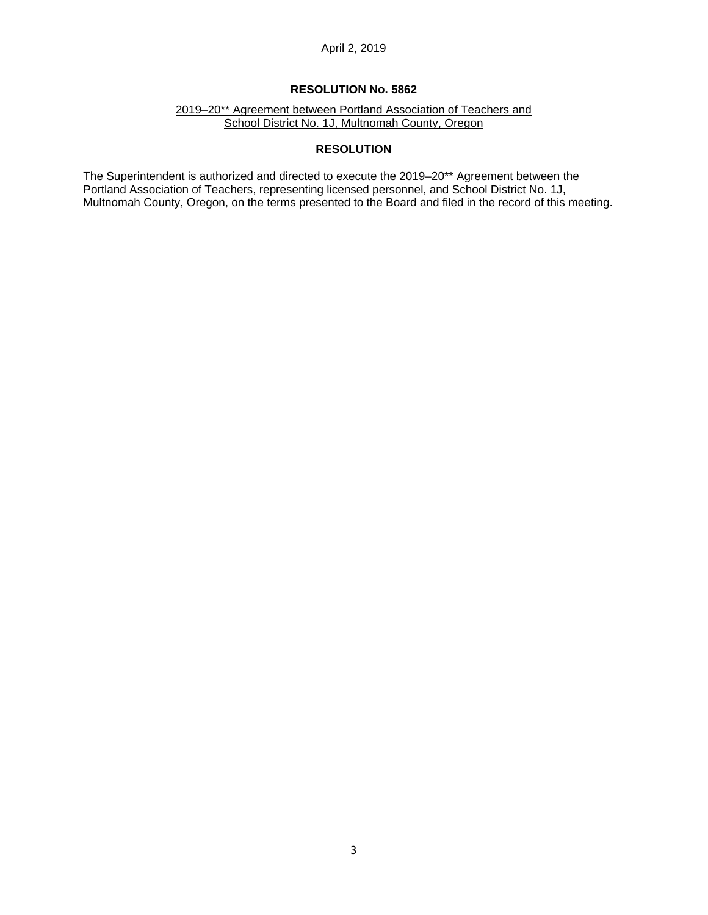April 2, 2019

## RESOLUTION No. 5862

2019–20** Agreement between Portland Association of Teachers and School District No. 1J, Multnomah County, Oregon

## RESOLUTION

The Superintendent is authorized and directed to execute the 2019–20** Agreement between the Portland Association of Teachers, representing licensed personnel, and School District No. 1J, Multnomah County, Oregon, on the terms presented to the Board and filed in the record of this meeting.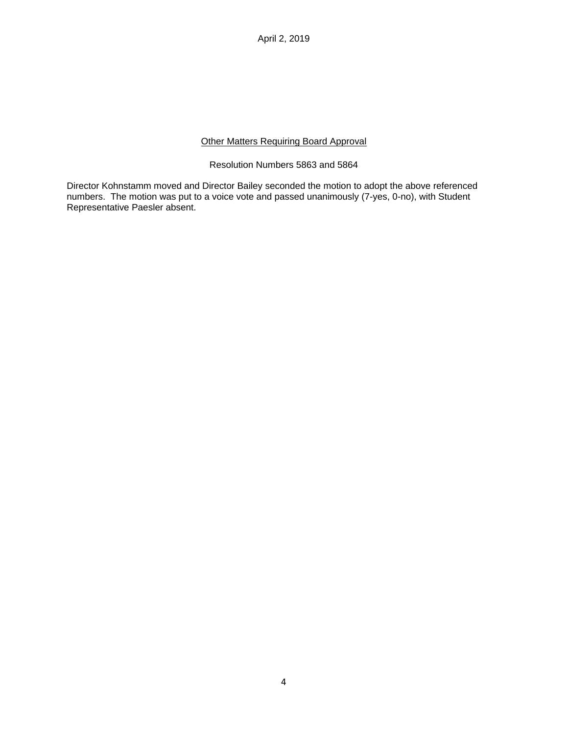## Other Matters Requiring Board Approval

Resolution Numbers 5863 and 5864

Director Kohnstamm moved and Director Bailey seconded the motion to adopt the above referenced numbers. The motion was put to a voice vote and passed unanimously (7-yes, 0-no), with Student Representative Paesler absent.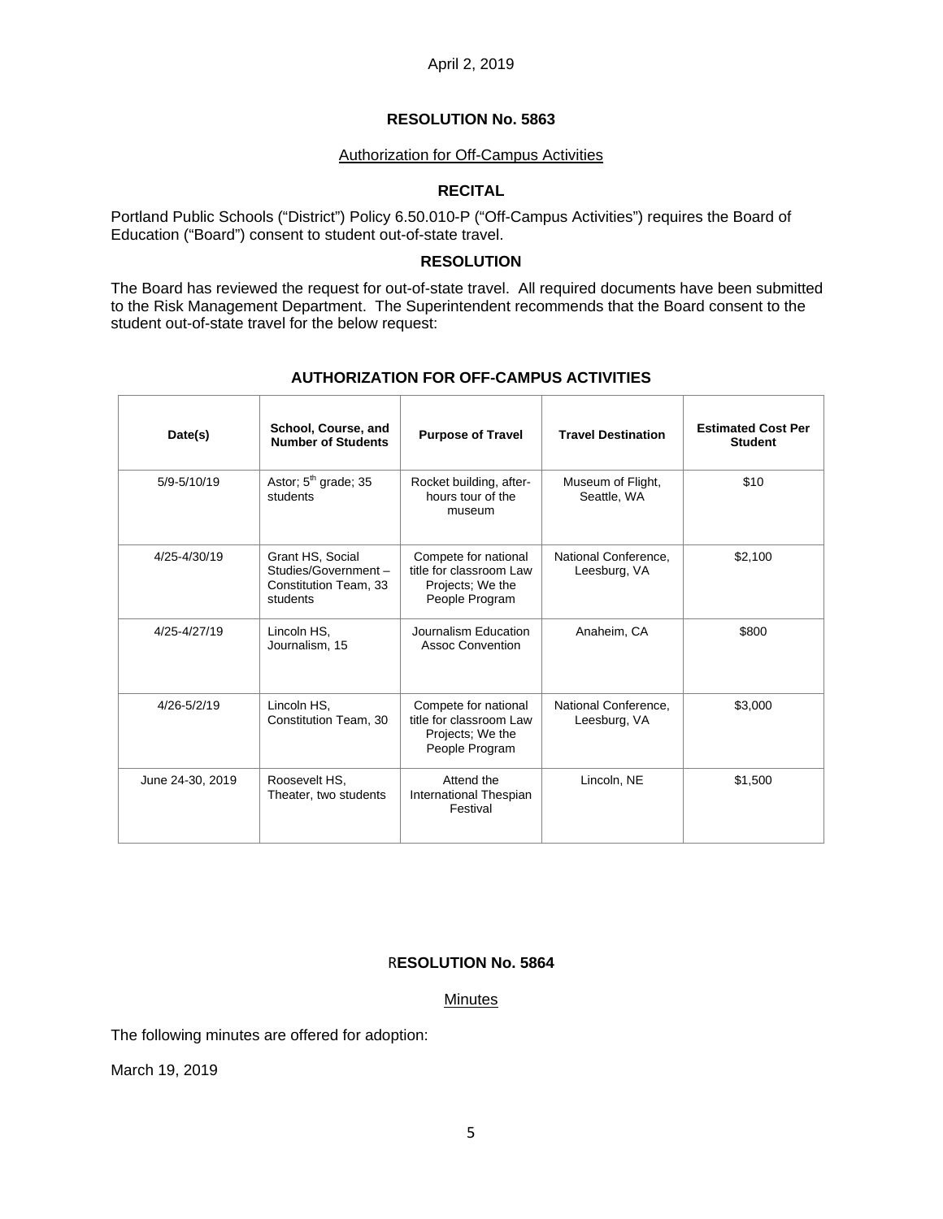April 2, 2019

## RESOLUTION No. 5863

Authorization for Off-Campus Activities

### RECITAL

Portland Public Schools ("District") Policy 6.50.010-P ("Off-Campus Activities") requires the Board of Education ("Board") consent to student out-of-state travel.

### RESOLUTION

The Board has reviewed the request for out-of-state travel. All required documents have been submitted to the Risk Management Department. The Superintendent recommends that the Board consent to the student out-of-state travel for the below request:

### AUTHORIZATION FOR OFF-CAMPUS ACTIVITIES

| Date(s) | School, Course, and Number of Students | Purpose of Travel | Travel Destination | Estimated Cost Per Student |
|---|---|---|---|---|
| 5/9-5/10/19 | Astor; 5th grade; 35 students | Rocket building, after-hours tour of the museum | Museum of Flight, Seattle, WA | $10 |
| 4/25-4/30/19 | Grant HS, Social Studies/Government – Constitution Team, 33 students | Compete for national title for classroom Law Projects; We the People Program | National Conference, Leesburg, VA | $2,100 |
| 4/25-4/27/19 | Lincoln HS, Journalism, 15 | Journalism Education Assoc Convention | Anaheim, CA | $800 |
| 4/26-5/2/19 | Lincoln HS, Constitution Team, 30 | Compete for national title for classroom Law Projects; We the People Program | National Conference, Leesburg, VA | $3,000 |
| June 24-30, 2019 | Roosevelt HS, Theater, two students | Attend the International Thespian Festival | Lincoln, NE | $1,500 |

## RESOLUTION No. 5864

Minutes

The following minutes are offered for adoption:

March 19, 2019